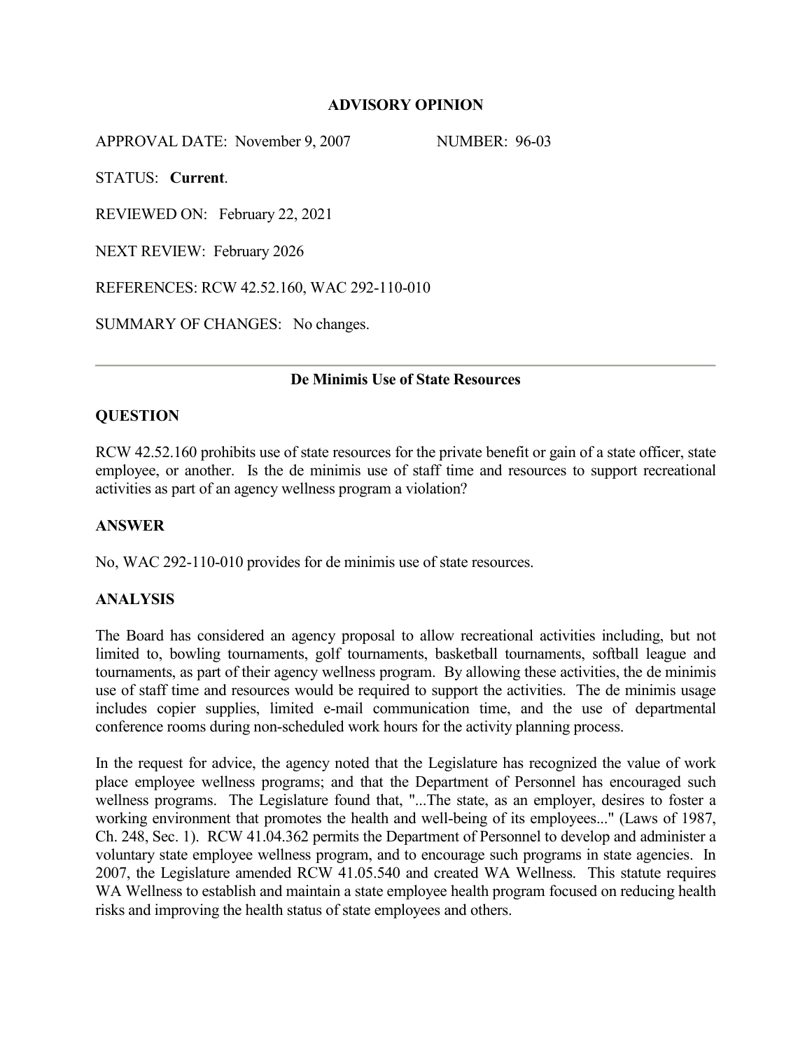**ADVISORY OPINION**

APPROVAL DATE: November 9, 2007 NUMBER: 96-03

STATUS: **Current**.

REVIEWED ON: February 22, 2021

NEXT REVIEW: February 2026

REFERENCES: RCW 42.52.160, WAC 292-110-010

SUMMARY OF CHANGES: No changes.

---

**De Minimis Use of State Resources**

## QUESTION

RCW 42.52.160 prohibits use of state resources for the private benefit or gain of a state officer, state employee, or another. Is the de minimis use of staff time and resources to support recreational activities as part of an agency wellness program a violation?

## ANSWER

No, WAC 292-110-010 provides for de minimis use of state resources.

## ANALYSIS

The Board has considered an agency proposal to allow recreational activities including, but not limited to, bowling tournaments, golf tournaments, basketball tournaments, softball league and tournaments, as part of their agency wellness program. By allowing these activities, the de minimis use of staff time and resources would be required to support the activities. The de minimis usage includes copier supplies, limited e-mail communication time, and the use of departmental conference rooms during non-scheduled work hours for the activity planning process.

In the request for advice, the agency noted that the Legislature has recognized the value of work place employee wellness programs; and that the Department of Personnel has encouraged such wellness programs. The Legislature found that, "...The state, as an employer, desires to foster a working environment that promotes the health and well-being of its employees..." (Laws of 1987, Ch. 248, Sec. 1). RCW 41.04.362 permits the Department of Personnel to develop and administer a voluntary state employee wellness program, and to encourage such programs in state agencies. In 2007, the Legislature amended RCW 41.05.540 and created WA Wellness. This statute requires WA Wellness to establish and maintain a state employee health program focused on reducing health risks and improving the health status of state employees and others.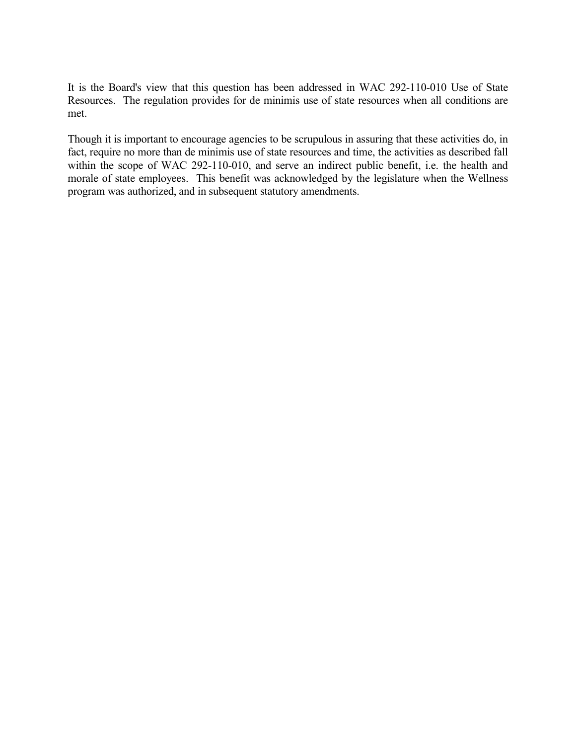It is the Board's view that this question has been addressed in WAC 292-110-010 Use of State Resources. The regulation provides for de minimis use of state resources when all conditions are met.

Though it is important to encourage agencies to be scrupulous in assuring that these activities do, in fact, require no more than de minimis use of state resources and time, the activities as described fall within the scope of WAC 292-110-010, and serve an indirect public benefit, i.e. the health and morale of state employees. This benefit was acknowledged by the legislature when the Wellness program was authorized, and in subsequent statutory amendments.